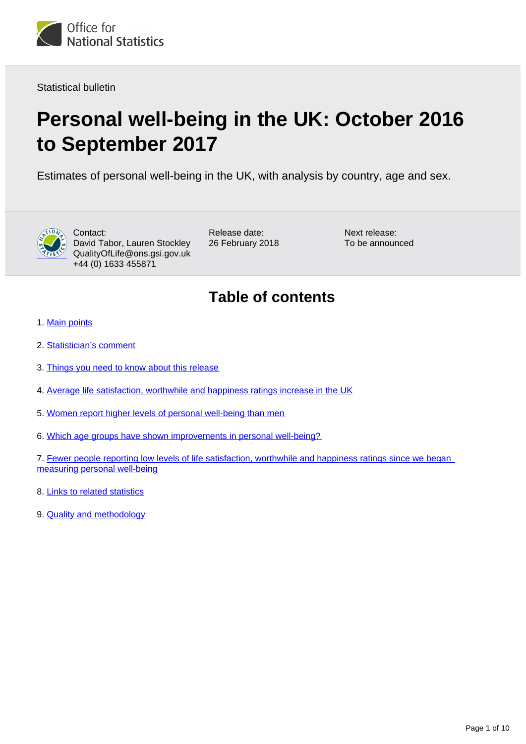Office for National Statistics

Statistical bulletin

# Personal well-being in the UK: October 2016 to September 2017

Estimates of personal well-being in the UK, with analysis by country, age and sex.

Contact:
David Tabor, Lauren Stockley
QualityOfLife@ons.gsi.gov.uk
+44 (0) 1633 455871

Release date:
26 February 2018

Next release:
To be announced

## Table of contents

1. Main points
2. Statistician's comment
3. Things you need to know about this release
4. Average life satisfaction, worthwhile and happiness ratings increase in the UK
5. Women report higher levels of personal well-being than men
6. Which age groups have shown improvements in personal well-being?
7. Fewer people reporting low levels of life satisfaction, worthwhile and happiness ratings since we began measuring personal well-being
8. Links to related statistics
9. Quality and methodology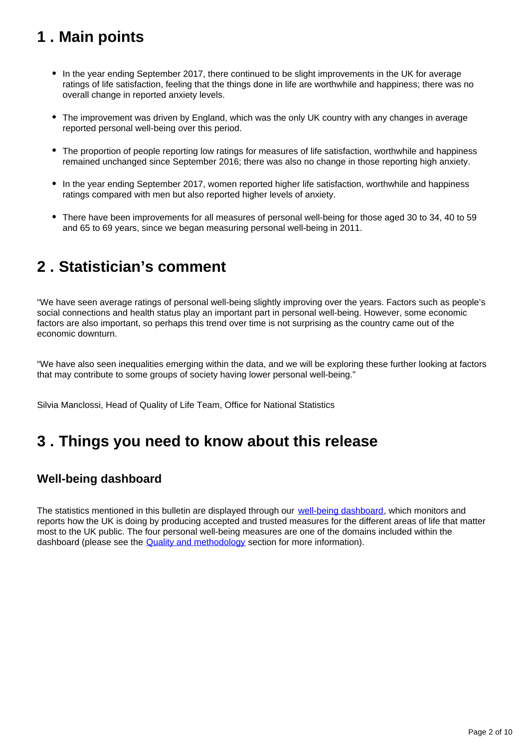## 1 . Main points

- In the year ending September 2017, there continued to be slight improvements in the UK for average ratings of life satisfaction, feeling that the things done in life are worthwhile and happiness; there was no overall change in reported anxiety levels.
- The improvement was driven by England, which was the only UK country with any changes in average reported personal well-being over this period.
- The proportion of people reporting low ratings for measures of life satisfaction, worthwhile and happiness remained unchanged since September 2016; there was also no change in those reporting high anxiety.
- In the year ending September 2017, women reported higher life satisfaction, worthwhile and happiness ratings compared with men but also reported higher levels of anxiety.
- There have been improvements for all measures of personal well-being for those aged 30 to 34, 40 to 59 and 65 to 69 years, since we began measuring personal well-being in 2011.

## 2 . Statistician's comment

"We have seen average ratings of personal well-being slightly improving over the years. Factors such as people's social connections and health status play an important part in personal well-being. However, some economic factors are also important, so perhaps this trend over time is not surprising as the country came out of the economic downturn.

"We have also seen inequalities emerging within the data, and we will be exploring these further looking at factors that may contribute to some groups of society having lower personal well-being."

Silvia Manclossi, Head of Quality of Life Team, Office for National Statistics

## 3 . Things you need to know about this release

### Well-being dashboard

The statistics mentioned in this bulletin are displayed through our [well-being dashboard](), which monitors and reports how the UK is doing by producing accepted and trusted measures for the different areas of life that matter most to the UK public. The four personal well-being measures are one of the domains included within the dashboard (please see the [Quality and methodology]() section for more information).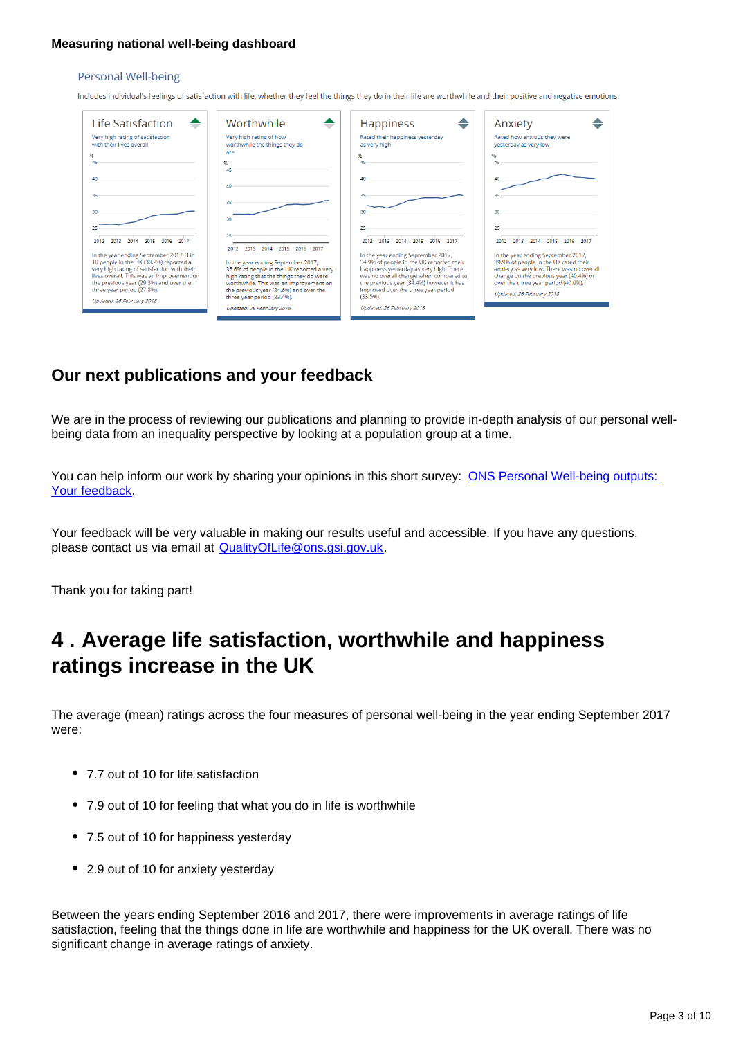**Measuring national well-being dashboard**

Personal Well-being

Includes individual's feelings of satisfaction with life, whether they feel the things they do in their life are worthwhile and their positive and negative emotions.

**Life Satisfaction**

Very high rating of satisfaction with their lives overall

In the year ending September 2017, 3 in 10 people in the UK (30.2%) reported a very high rating of satisfaction with their lives overall. This was an improvement on the previous year (29.3%) and over the three year period (27.8%).

*Updated: 26 February 2018*

**Worthwhile**

Very high rating of how worthwhile the things they do are

In the year ending September 2017, 35.6% of people in the UK reported a very high rating that the things they do were worthwhile. This was an improvement on the previous year (34.6%) and over the three year period (33.4%).

*Updated: 26 February 2018*

**Happiness**

Rated their happiness yesterday as very high

In the year ending September 2017, 34.9% of people in the UK reported their happiness yesterday as very high. There was no overall change when compared to the previous year (34.4%) however it has improved over the three year period (33.5%).

*Updated: 26 February 2018*

**Anxiety**

Rated how anxious they were yesterday as very low

In the year ending September 2017, 39.9% of people in the UK rated their anxiety as very low. There was no overall change on the previous year (40.4%) or over the three year period (40.0%).

*Updated: 26 February 2018*

## Our next publications and your feedback

We are in the process of reviewing our publications and planning to provide in-depth analysis of our personal well-being data from an inequality perspective by looking at a population group at a time.

You can help inform our work by sharing your opinions in this short survey: [ONS Personal Well-being outputs: Your feedback](#).

Your feedback will be very valuable in making our results useful and accessible. If you have any questions, please contact us via email at QualityOfLife@ons.gsi.gov.uk.

Thank you for taking part!

# 4 . Average life satisfaction, worthwhile and happiness ratings increase in the UK

The average (mean) ratings across the four measures of personal well-being in the year ending September 2017 were:

- 7.7 out of 10 for life satisfaction
- 7.9 out of 10 for feeling that what you do in life is worthwhile
- 7.5 out of 10 for happiness yesterday
- 2.9 out of 10 for anxiety yesterday

Between the years ending September 2016 and 2017, there were improvements in average ratings of life satisfaction, feeling that the things done in life are worthwhile and happiness for the UK overall. There was no significant change in average ratings of anxiety.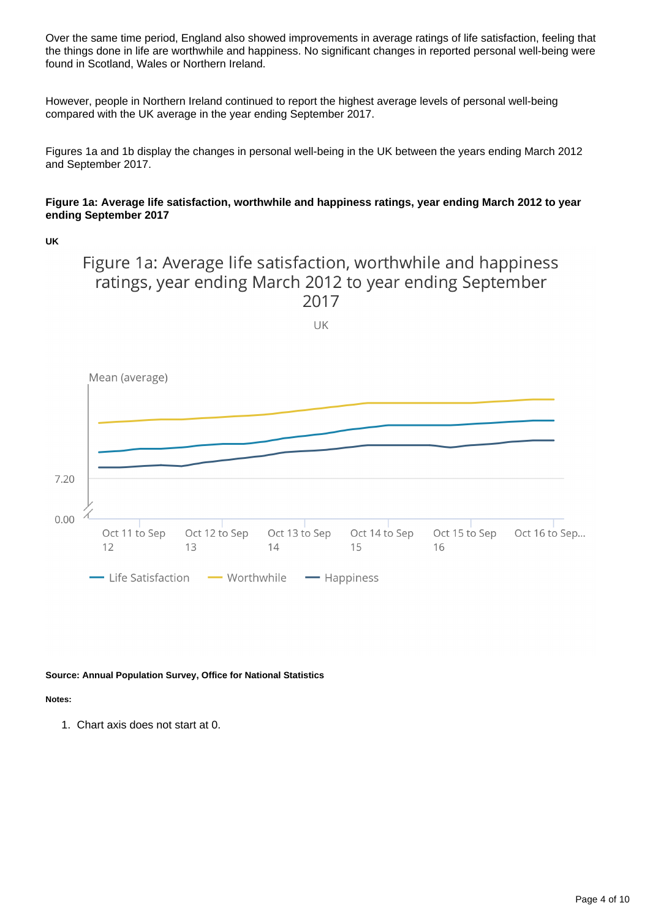Over the same time period, England also showed improvements in average ratings of life satisfaction, feeling that the things done in life are worthwhile and happiness. No significant changes in reported personal well-being were found in Scotland, Wales or Northern Ireland.

However, people in Northern Ireland continued to report the highest average levels of personal well-being compared with the UK average in the year ending September 2017.

Figures 1a and 1b display the changes in personal well-being in the UK between the years ending March 2012 and September 2017.

**Figure 1a: Average life satisfaction, worthwhile and happiness ratings, year ending March 2012 to year ending September 2017**

**UK**

Figure 1a: Average life satisfaction, worthwhile and happiness ratings, year ending March 2012 to year ending September 2017

UK

Mean (average)

7.20

0.00

Oct 11 to Sep 12 | Oct 12 to Sep 13 | Oct 13 to Sep 14 | Oct 14 to Sep 15 | Oct 15 to Sep 16 | Oct 16 to Sep...

Life Satisfaction | Worthwhile | Happiness

**Source: Annual Population Survey, Office for National Statistics**

**Notes:**

1. Chart axis does not start at 0.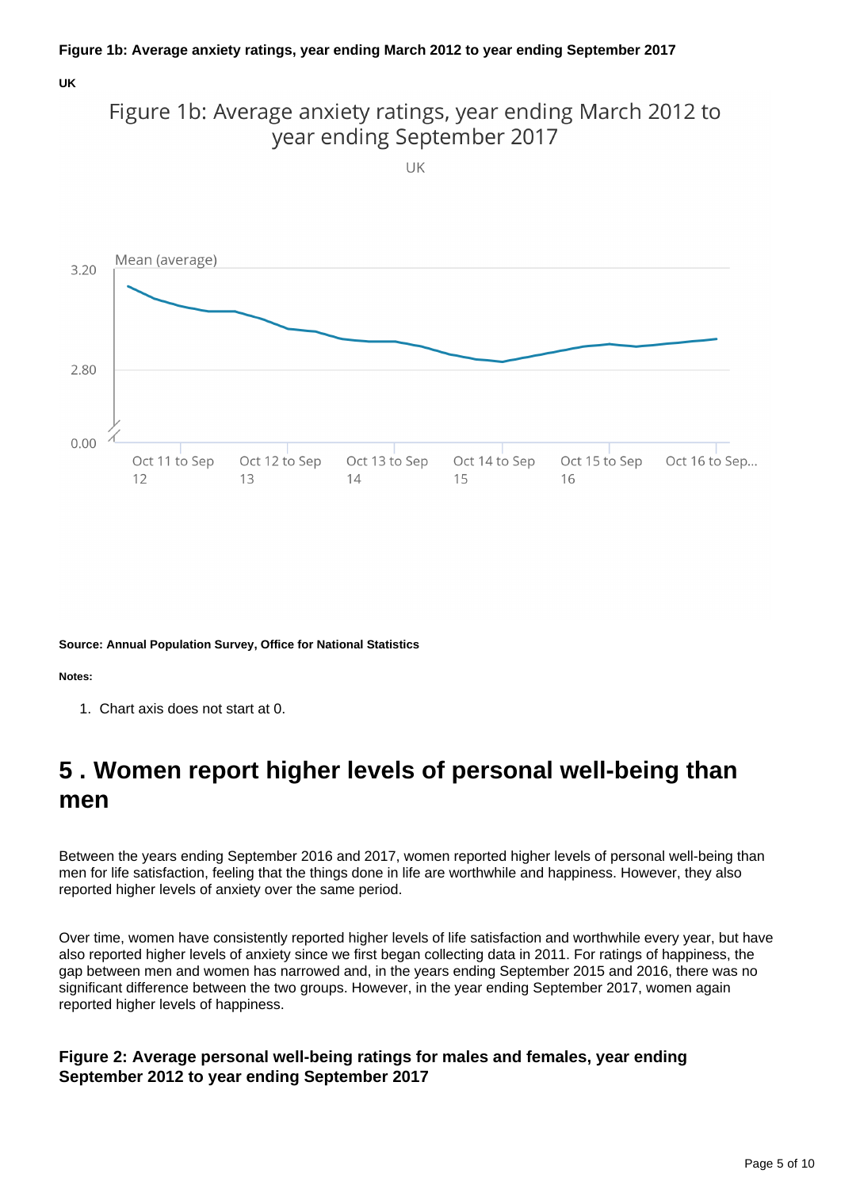**Figure 1b: Average anxiety ratings, year ending March 2012 to year ending September 2017**

**UK**

Figure 1b: Average anxiety ratings, year ending March 2012 to year ending September 2017

UK

Mean (average)

3.20

2.80

0.00

Oct 11 to Sep 12 | Oct 12 to Sep 13 | Oct 13 to Sep 14 | Oct 14 to Sep 15 | Oct 15 to Sep 16 | Oct 16 to Sep...

**Source: Annual Population Survey, Office for National Statistics**

**Notes:**

1. Chart axis does not start at 0.

# 5 . Women report higher levels of personal well-being than men

Between the years ending September 2016 and 2017, women reported higher levels of personal well-being than men for life satisfaction, feeling that the things done in life are worthwhile and happiness. However, they also reported higher levels of anxiety over the same period.

Over time, women have consistently reported higher levels of life satisfaction and worthwhile every year, but have also reported higher levels of anxiety since we first began collecting data in 2011. For ratings of happiness, the gap between men and women has narrowed and, in the years ending September 2015 and 2016, there was no significant difference between the two groups. However, in the year ending September 2017, women again reported higher levels of happiness.

### Figure 2: Average personal well-being ratings for males and females, year ending September 2012 to year ending September 2017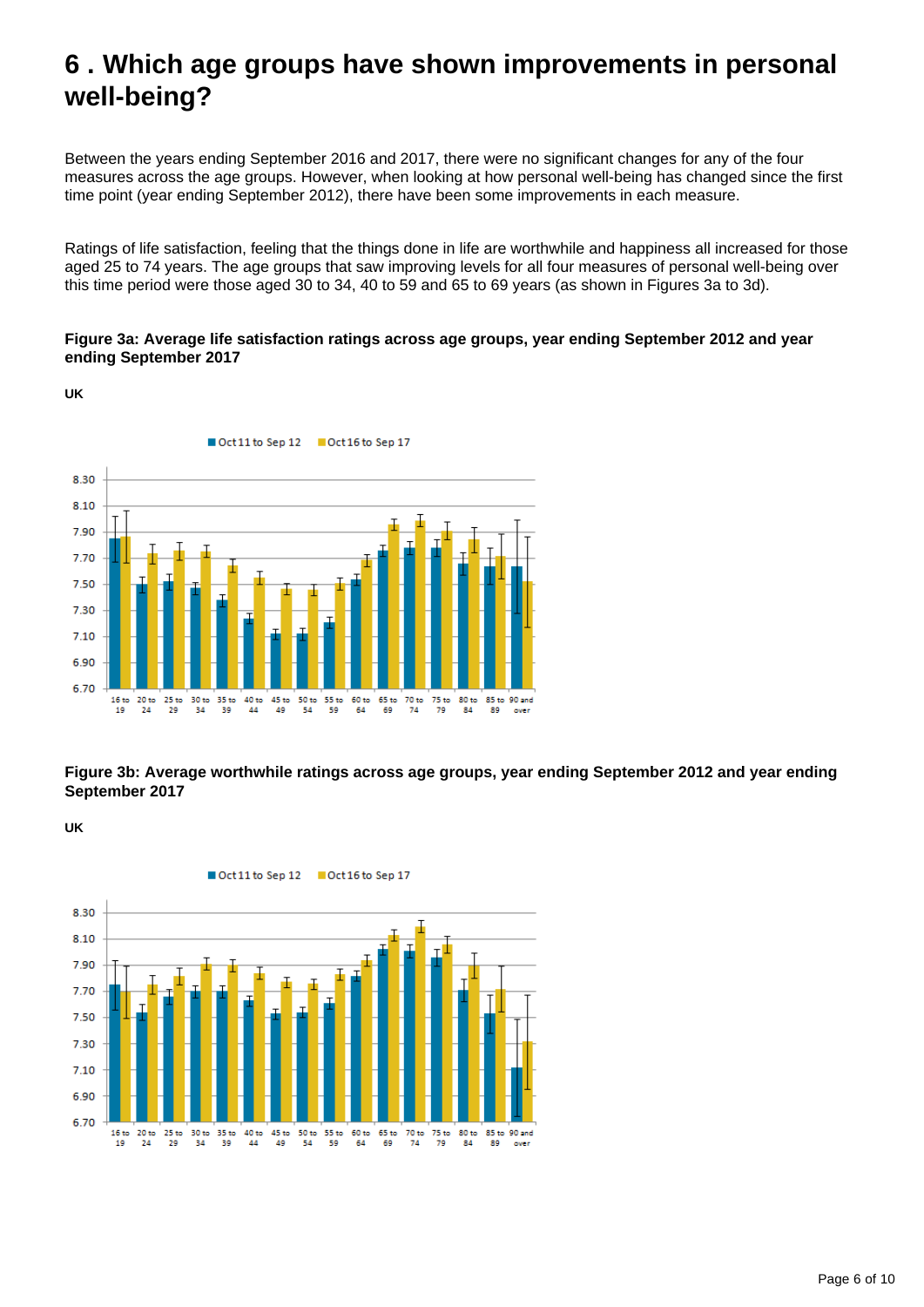# 6 . Which age groups have shown improvements in personal well-being?

Between the years ending September 2016 and 2017, there were no significant changes for any of the four measures across the age groups. However, when looking at how personal well-being has changed since the first time point (year ending September 2012), there have been some improvements in each measure.

Ratings of life satisfaction, feeling that the things done in life are worthwhile and happiness all increased for those aged 25 to 74 years. The age groups that saw improving levels for all four measures of personal well-being over this time period were those aged 30 to 34, 40 to 59 and 65 to 69 years (as shown in Figures 3a to 3d).

**Figure 3a: Average life satisfaction ratings across age groups, year ending September 2012 and year ending September 2017**

**UK**

**Figure 3b: Average worthwhile ratings across age groups, year ending September 2012 and year ending September 2017**

**UK**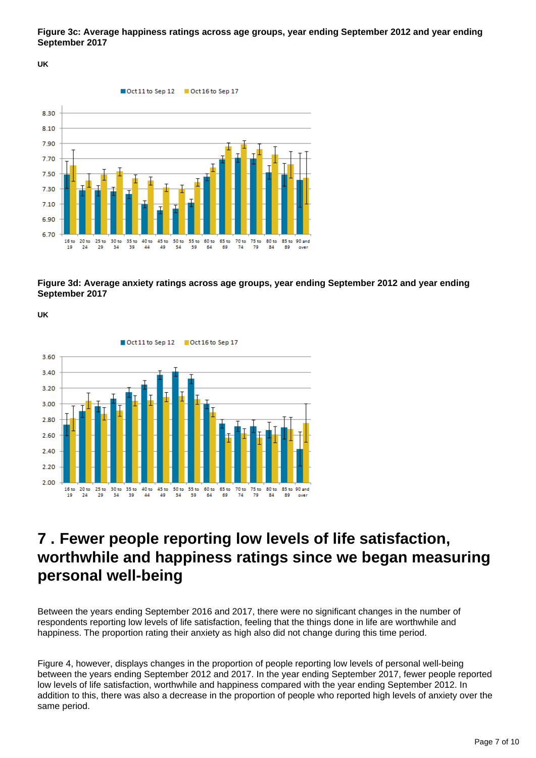**Figure 3c: Average happiness ratings across age groups, year ending September 2012 and year ending September 2017**

**UK**

**Figure 3d: Average anxiety ratings across age groups, year ending September 2012 and year ending September 2017**

**UK**

# 7 . Fewer people reporting low levels of life satisfaction, worthwhile and happiness ratings since we began measuring personal well-being

Between the years ending September 2016 and 2017, there were no significant changes in the number of respondents reporting low levels of life satisfaction, feeling that the things done in life are worthwhile and happiness. The proportion rating their anxiety as high also did not change during this time period.

Figure 4, however, displays changes in the proportion of people reporting low levels of personal well-being between the years ending September 2012 and 2017. In the year ending September 2017, fewer people reported low levels of life satisfaction, worthwhile and happiness compared with the year ending September 2012. In addition to this, there was also a decrease in the proportion of people who reported high levels of anxiety over the same period.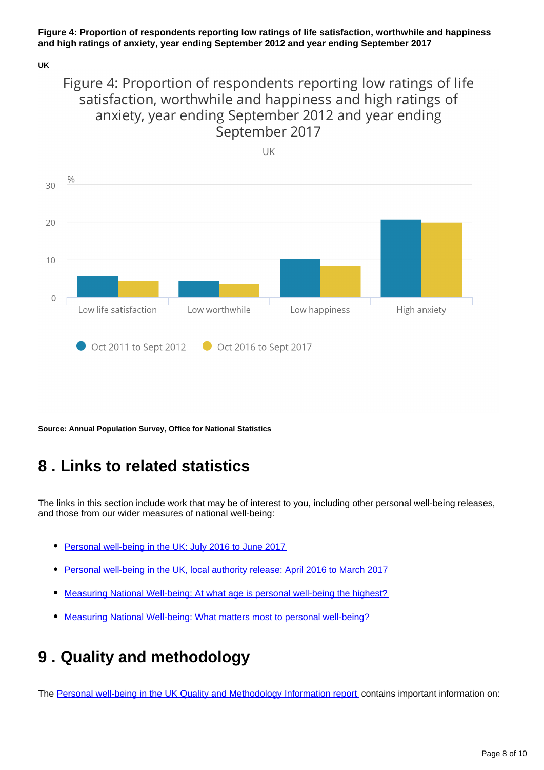**Figure 4: Proportion of respondents reporting low ratings of life satisfaction, worthwhile and happiness and high ratings of anxiety, year ending September 2012 and year ending September 2017**

**UK**

Figure 4: Proportion of respondents reporting low ratings of life satisfaction, worthwhile and happiness and high ratings of anxiety, year ending September 2012 and year ending September 2017

UK

**Source: Annual Population Survey, Office for National Statistics**

## 8 . Links to related statistics

The links in this section include work that may be of interest to you, including other personal well-being releases, and those from our wider measures of national well-being:

- Personal well-being in the UK: July 2016 to June 2017
- Personal well-being in the UK, local authority release: April 2016 to March 2017
- Measuring National Well-being: At what age is personal well-being the highest?
- Measuring National Well-being: What matters most to personal well-being?

## 9 . Quality and methodology

The Personal well-being in the UK Quality and Methodology Information report contains important information on: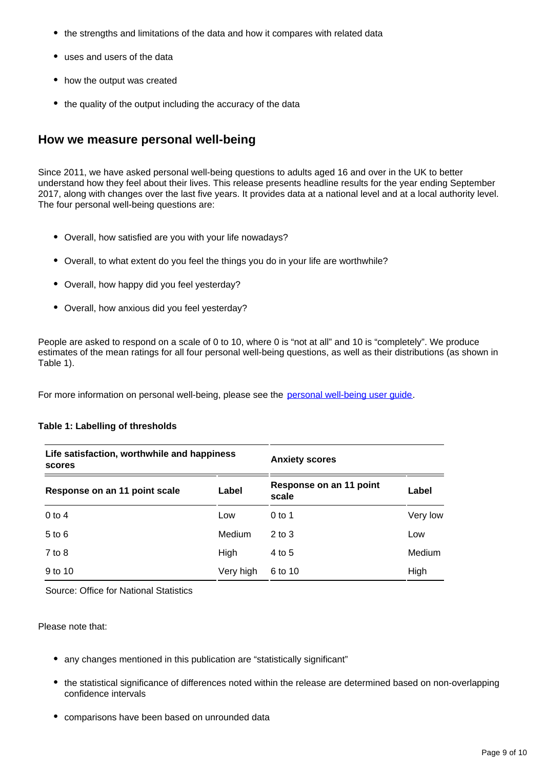- the strengths and limitations of the data and how it compares with related data
- uses and users of the data
- how the output was created
- the quality of the output including the accuracy of the data

## How we measure personal well-being

Since 2011, we have asked personal well-being questions to adults aged 16 and over in the UK to better understand how they feel about their lives. This release presents headline results for the year ending September 2017, along with changes over the last five years. It provides data at a national level and at a local authority level. The four personal well-being questions are:

- Overall, how satisfied are you with your life nowadays?
- Overall, to what extent do you feel the things you do in your life are worthwhile?
- Overall, how happy did you feel yesterday?
- Overall, how anxious did you feel yesterday?

People are asked to respond on a scale of 0 to 10, where 0 is “not at all” and 10 is “completely”. We produce estimates of the mean ratings for all four personal well-being questions, as well as their distributions (as shown in Table 1).

For more information on personal well-being, please see the [personal well-being user guide](#).

**Table 1: Labelling of thresholds**

| Life satisfaction, worthwhile and happiness scores | | Anxiety scores | |
|---|---|---|---|
| **Response on an 11 point scale** | **Label** | **Response on an 11 point scale** | **Label** |
| 0 to 4 | Low | 0 to 1 | Very low |
| 5 to 6 | Medium | 2 to 3 | Low |
| 7 to 8 | High | 4 to 5 | Medium |
| 9 to 10 | Very high | 6 to 10 | High |

Source: Office for National Statistics

Please note that:

- any changes mentioned in this publication are “statistically significant”
- the statistical significance of differences noted within the release are determined based on non-overlapping confidence intervals
- comparisons have been based on unrounded data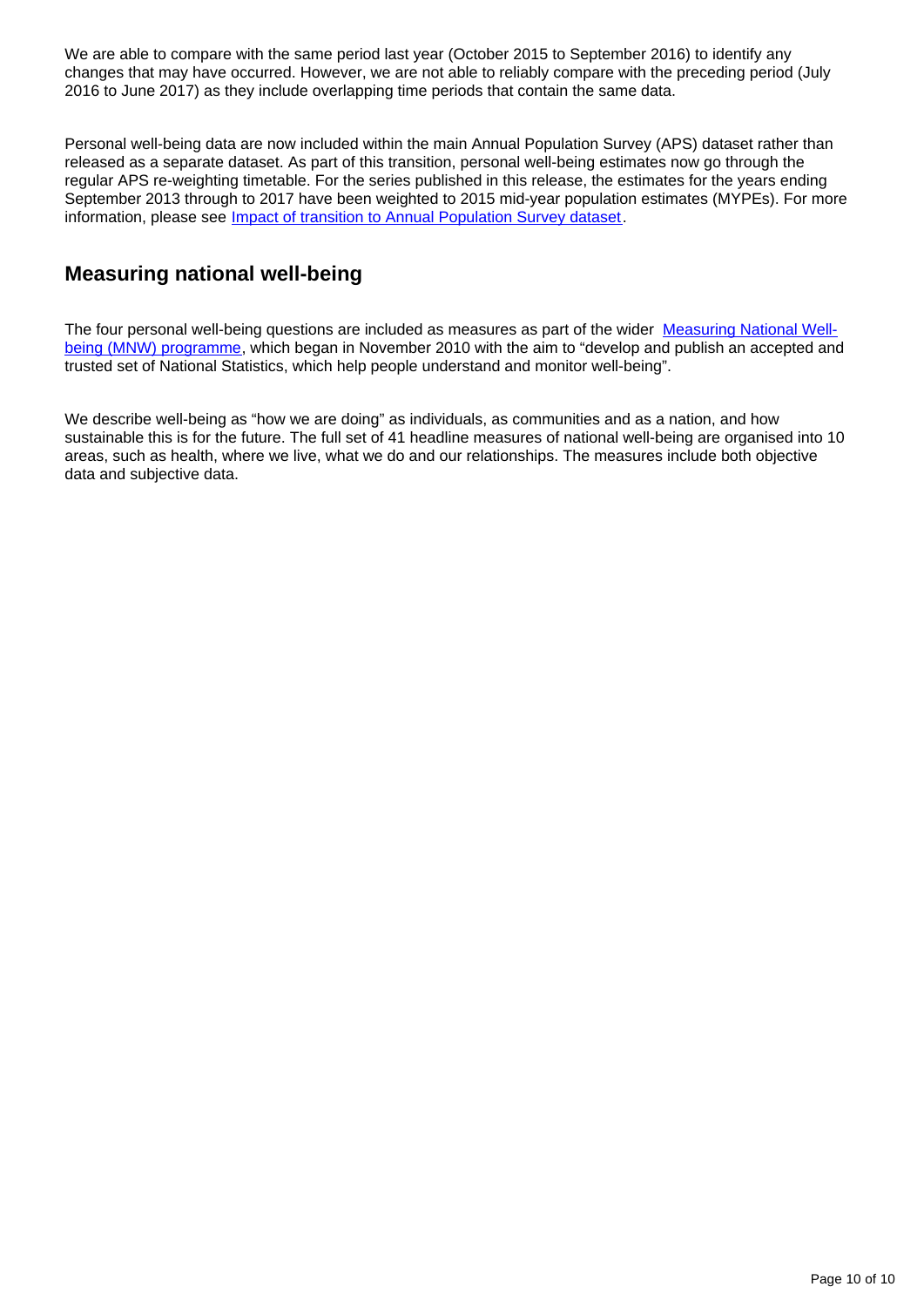We are able to compare with the same period last year (October 2015 to September 2016) to identify any changes that may have occurred. However, we are not able to reliably compare with the preceding period (July 2016 to June 2017) as they include overlapping time periods that contain the same data.

Personal well-being data are now included within the main Annual Population Survey (APS) dataset rather than released as a separate dataset. As part of this transition, personal well-being estimates now go through the regular APS re-weighting timetable. For the series published in this release, the estimates for the years ending September 2013 through to 2017 have been weighted to 2015 mid-year population estimates (MYPEs). For more information, please see [Impact of transition to Annual Population Survey dataset](#).

## Measuring national well-being

The four personal well-being questions are included as measures as part of the wider [Measuring National Well-being (MNW) programme](#), which began in November 2010 with the aim to "develop and publish an accepted and trusted set of National Statistics, which help people understand and monitor well-being".

We describe well-being as "how we are doing" as individuals, as communities and as a nation, and how sustainable this is for the future. The full set of 41 headline measures of national well-being are organised into 10 areas, such as health, where we live, what we do and our relationships. The measures include both objective data and subjective data.